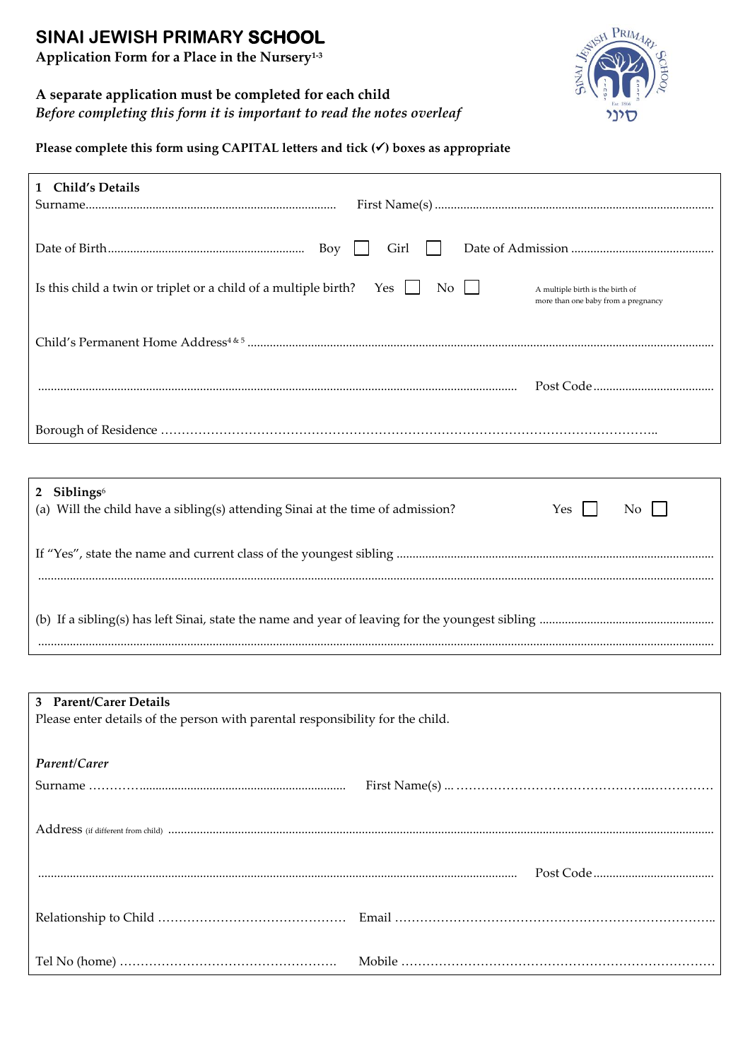# SINAI JEWISH PRIMARY SCHOOL

**Application Form for a Place in the Nursery[1-3]**

**A separate application must be completed for each child**

***Before completing this form it is important to read the notes overleaf***

**Please complete this form using CAPITAL letters and tick (✓) boxes as appropriate**

## 1 Child's Details

Surname.............................................................................. First Name(s) ........................................................................................

Date of Birth............................................................. Boy ☐ Girl ☐ Date of Admission .............................................

Is this child a twin or triplet or a child of a multiple birth? Yes ☐ No ☐ 

A multiple birth is the birth of more than one baby from a pregnancy

Child's Permanent Home Address[4 & 5] ..................................................................................................................................................

.................................................................................................................................................... Post Code......................................

Borough of Residence …………………………………………………………………………………………………………..

## 2 Siblings[6]

(a) Will the child have a sibling(s) attending Sinai at the time of admission? Yes ☐ No ☐

If "Yes", state the name and current class of the youngest sibling ..................................................................................................

..........................................................................................................................................................................................................

(b) If a sibling(s) has left Sinai, state the name and year of leaving for the youngest sibling ......................................................

..........................................................................................................................................................................................................

## 3 Parent/Carer Details

Please enter details of the person with parental responsibility for the child.

*Parent/Carer*

Surname ………….............................................................. First Name(s) ... ……………………………………..……………

Address (if different from child) .........................................................................................................................................................

.................................................................................................................................................... Post Code......................................

Relationship to Child ……………………………………… Email …………………………………………………………………..

Tel No (home) ……………………………………………. Mobile …………………………………………………………………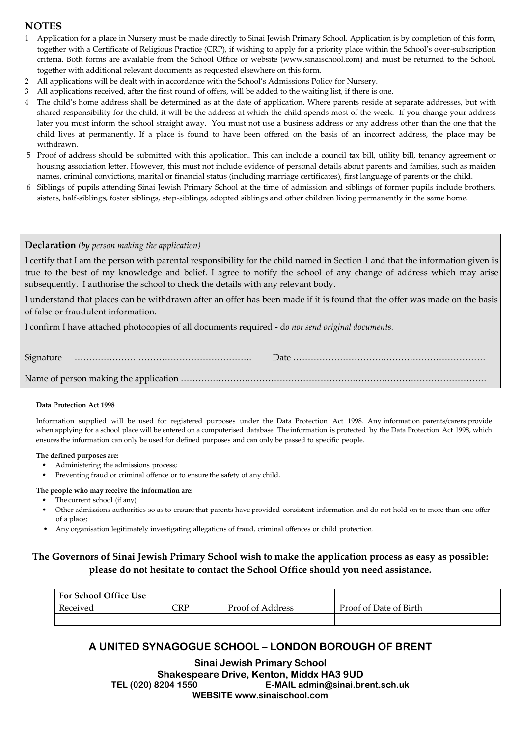## NOTES

1. Application for a place in Nursery must be made directly to Sinai Jewish Primary School. Application is by completion of this form, together with a Certificate of Religious Practice (CRP), if wishing to apply for a priority place within the School's over-subscription criteria. Both forms are available from the School Office or website (www.sinaischool.com) and must be returned to the School, together with additional relevant documents as requested elsewhere on this form.
2. All applications will be dealt with in accordance with the School's Admissions Policy for Nursery.
3. All applications received, after the first round of offers, will be added to the waiting list, if there is one.
4. The child's home address shall be determined as at the date of application. Where parents reside at separate addresses, but with shared responsibility for the child, it will be the address at which the child spends most of the week. If you change your address later you must inform the school straight away. You must not use a business address or any address other than the one that the child lives at permanently. If a place is found to have been offered on the basis of an incorrect address, the place may be withdrawn.
5. Proof of address should be submitted with this application. This can include a council tax bill, utility bill, tenancy agreement or housing association letter. However, this must not include evidence of personal details about parents and families, such as maiden names, criminal convictions, marital or financial status (including marriage certificates), first language of parents or the child.
6. Siblings of pupils attending Sinai Jewish Primary School at the time of admission and siblings of former pupils include brothers, sisters, half-siblings, foster siblings, step-siblings, adopted siblings and other children living permanently in the same home.

**Declaration** *(by person making the application)*

I certify that I am the person with parental responsibility for the child named in Section 1 and that the information given is true to the best of my knowledge and belief. I agree to notify the school of any change of address which may arise subsequently. I authorise the school to check the details with any relevant body.

I understand that places can be withdrawn after an offer has been made if it is found that the offer was made on the basis of false or fraudulent information.

I confirm I have attached photocopies of all documents required - d*o not send original documents.*

Signature ………………………………………………….. Date …………………………………………………………

Name of person making the application ………………………………………………………………………………………

**Data Protection Act 1998**

Information supplied will be used for registered purposes under the Data Protection Act 1998. Any information parents/carers provide when applying for a school place will be entered on a computerised database. The information is protected by the Data Protection Act 1998, which ensures the information can only be used for defined purposes and can only be passed to specific people.

**The defined purposes are:**

- Administering the admissions process;
- Preventing fraud or criminal offence or to ensure the safety of any child.

**The people who may receive the information are:**

- The current school (if any);
- Other admissions authorities so as to ensure that parents have provided consistent information and do not hold on to more than-one offer of a place;
- Any organisation legitimately investigating allegations of fraud, criminal offences or child protection.

**The Governors of Sinai Jewish Primary School wish to make the application process as easy as possible: please do not hesitate to contact the School Office should you need assistance.**

| For School Office Use | | | |
|---|---|---|---|
| Received | CRP | Proof of Address | Proof of Date of Birth |
| | | | |

**A UNITED SYNAGOGUE SCHOOL – LONDON BOROUGH OF BRENT**

**Sinai Jewish Primary School**
**Shakespeare Drive, Kenton, Middx HA3 9UD**
**TEL (020) 8204 1550 E-MAIL admin@sinai.brent.sch.uk**
**WEBSITE www.sinaischool.com**